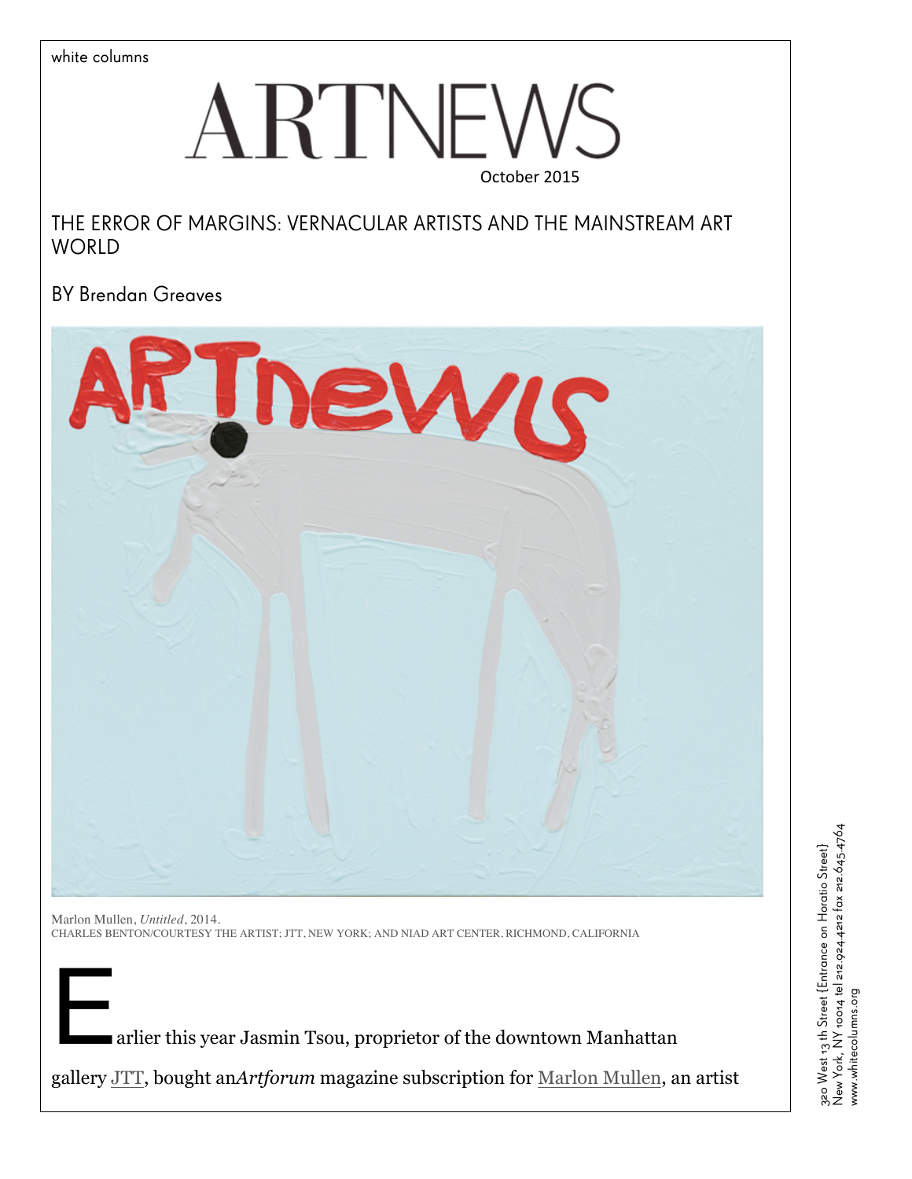white columns

# ARTNEWS

October 2015

## THE ERROR OF MARGINS: VERNACULAR ARTISTS AND THE MAINSTREAM ART WORLD

BY Brendan Greaves

Marlon Mullen, *Untitled*, 2014.
CHARLES BENTON/COURTESY THE ARTIST; JTT, NEW YORK; AND NIAD ART CENTER, RICHMOND, CALIFORNIA

Earlier this year Jasmin Tsou, proprietor of the downtown Manhattan gallery JTT, bought an*Artforum* magazine subscription for Marlon Mullen, an artist

320 West 13 th Street {Entrance on Horatio Street}
New York, NY 10014 tel 212.924.4212 fax 212.645.4764
www.whitecolumns.org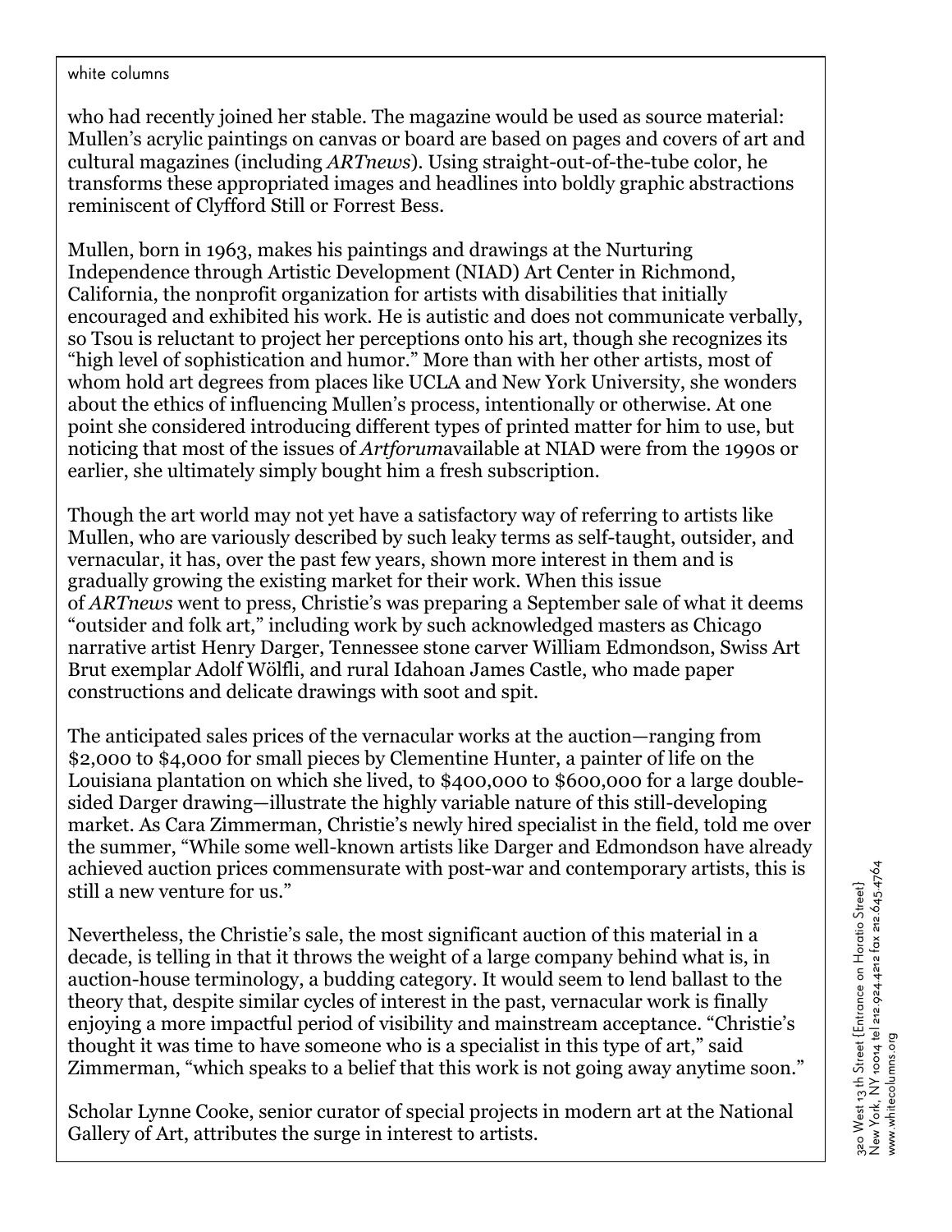who had recently joined her stable. The magazine would be used as source material: Mullen's acrylic paintings on canvas or board are based on pages and covers of art and cultural magazines (including *ARTnews*). Using straight-out-of-the-tube color, he transforms these appropriated images and headlines into boldly graphic abstractions reminiscent of Clyfford Still or Forrest Bess.

Mullen, born in 1963, makes his paintings and drawings at the Nurturing Independence through Artistic Development (NIAD) Art Center in Richmond, California, the nonprofit organization for artists with disabilities that initially encouraged and exhibited his work. He is autistic and does not communicate verbally, so Tsou is reluctant to project her perceptions onto his art, though she recognizes its "high level of sophistication and humor." More than with her other artists, most of whom hold art degrees from places like UCLA and New York University, she wonders about the ethics of influencing Mullen's process, intentionally or otherwise. At one point she considered introducing different types of printed matter for him to use, but noticing that most of the issues of *Artforum*available at NIAD were from the 1990s or earlier, she ultimately simply bought him a fresh subscription.

Though the art world may not yet have a satisfactory way of referring to artists like Mullen, who are variously described by such leaky terms as self-taught, outsider, and vernacular, it has, over the past few years, shown more interest in them and is gradually growing the existing market for their work. When this issue of *ARTnews* went to press, Christie's was preparing a September sale of what it deems "outsider and folk art," including work by such acknowledged masters as Chicago narrative artist Henry Darger, Tennessee stone carver William Edmondson, Swiss Art Brut exemplar Adolf Wölfli, and rural Idahoan James Castle, who made paper constructions and delicate drawings with soot and spit.

The anticipated sales prices of the vernacular works at the auction—ranging from $2,000 to $4,000 for small pieces by Clementine Hunter, a painter of life on the Louisiana plantation on which she lived, to $400,000 to $600,000 for a large double-sided Darger drawing—illustrate the highly variable nature of this still-developing market. As Cara Zimmerman, Christie's newly hired specialist in the field, told me over the summer, "While some well-known artists like Darger and Edmondson have already achieved auction prices commensurate with post-war and contemporary artists, this is still a new venture for us."

Nevertheless, the Christie's sale, the most significant auction of this material in a decade, is telling in that it throws the weight of a large company behind what is, in auction-house terminology, a budding category. It would seem to lend ballast to the theory that, despite similar cycles of interest in the past, vernacular work is finally enjoying a more impactful period of visibility and mainstream acceptance. "Christie's thought it was time to have someone who is a specialist in this type of art," said Zimmerman, "which speaks to a belief that this work is not going away anytime soon."

Scholar Lynne Cooke, senior curator of special projects in modern art at the National Gallery of Art, attributes the surge in interest to artists.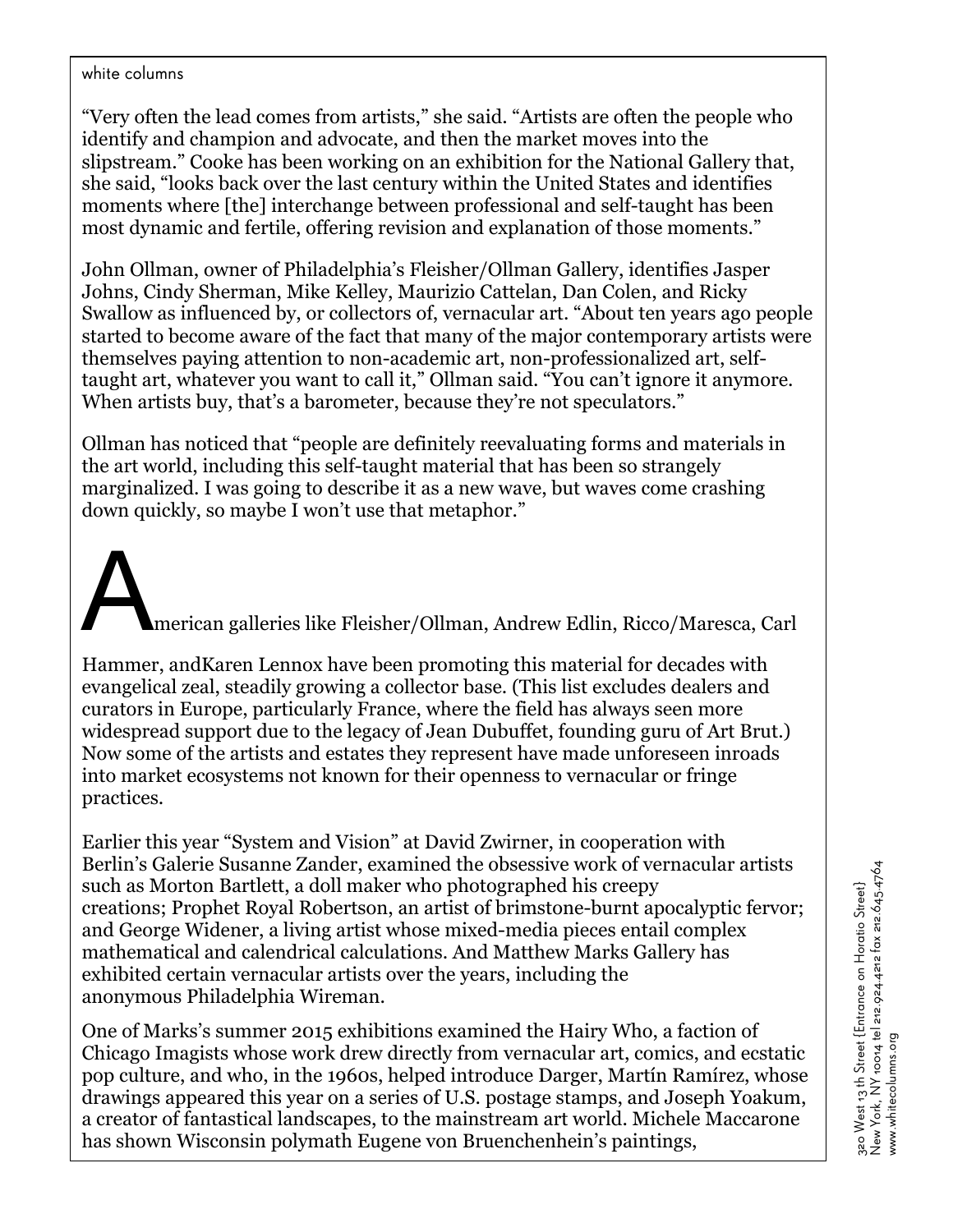"Very often the lead comes from artists," she said. "Artists are often the people who identify and champion and advocate, and then the market moves into the slipstream." Cooke has been working on an exhibition for the National Gallery that, she said, "looks back over the last century within the United States and identifies moments where [the] interchange between professional and self-taught has been most dynamic and fertile, offering revision and explanation of those moments."

John Ollman, owner of Philadelphia's Fleisher/Ollman Gallery, identifies Jasper Johns, Cindy Sherman, Mike Kelley, Maurizio Cattelan, Dan Colen, and Ricky Swallow as influenced by, or collectors of, vernacular art. "About ten years ago people started to become aware of the fact that many of the major contemporary artists were themselves paying attention to non-academic art, non-professionalized art, self-taught art, whatever you want to call it," Ollman said. "You can't ignore it anymore. When artists buy, that's a barometer, because they're not speculators."

Ollman has noticed that "people are definitely reevaluating forms and materials in the art world, including this self-taught material that has been so strangely marginalized. I was going to describe it as a new wave, but waves come crashing down quickly, so maybe I won't use that metaphor."

American galleries like Fleisher/Ollman, Andrew Edlin, Ricco/Maresca, Carl Hammer, andKaren Lennox have been promoting this material for decades with evangelical zeal, steadily growing a collector base. (This list excludes dealers and curators in Europe, particularly France, where the field has always seen more widespread support due to the legacy of Jean Dubuffet, founding guru of Art Brut.) Now some of the artists and estates they represent have made unforeseen inroads into market ecosystems not known for their openness to vernacular or fringe practices.

Earlier this year "System and Vision" at David Zwirner, in cooperation with Berlin's Galerie Susanne Zander, examined the obsessive work of vernacular artists such as Morton Bartlett, a doll maker who photographed his creepy creations; Prophet Royal Robertson, an artist of brimstone-burnt apocalyptic fervor; and George Widener, a living artist whose mixed-media pieces entail complex mathematical and calendrical calculations. And Matthew Marks Gallery has exhibited certain vernacular artists over the years, including the anonymous Philadelphia Wireman.

One of Marks's summer 2015 exhibitions examined the Hairy Who, a faction of Chicago Imagists whose work drew directly from vernacular art, comics, and ecstatic pop culture, and who, in the 1960s, helped introduce Darger, Martín Ramírez, whose drawings appeared this year on a series of U.S. postage stamps, and Joseph Yoakum, a creator of fantastical landscapes, to the mainstream art world. Michele Maccarone has shown Wisconsin polymath Eugene von Bruenchenhein's paintings,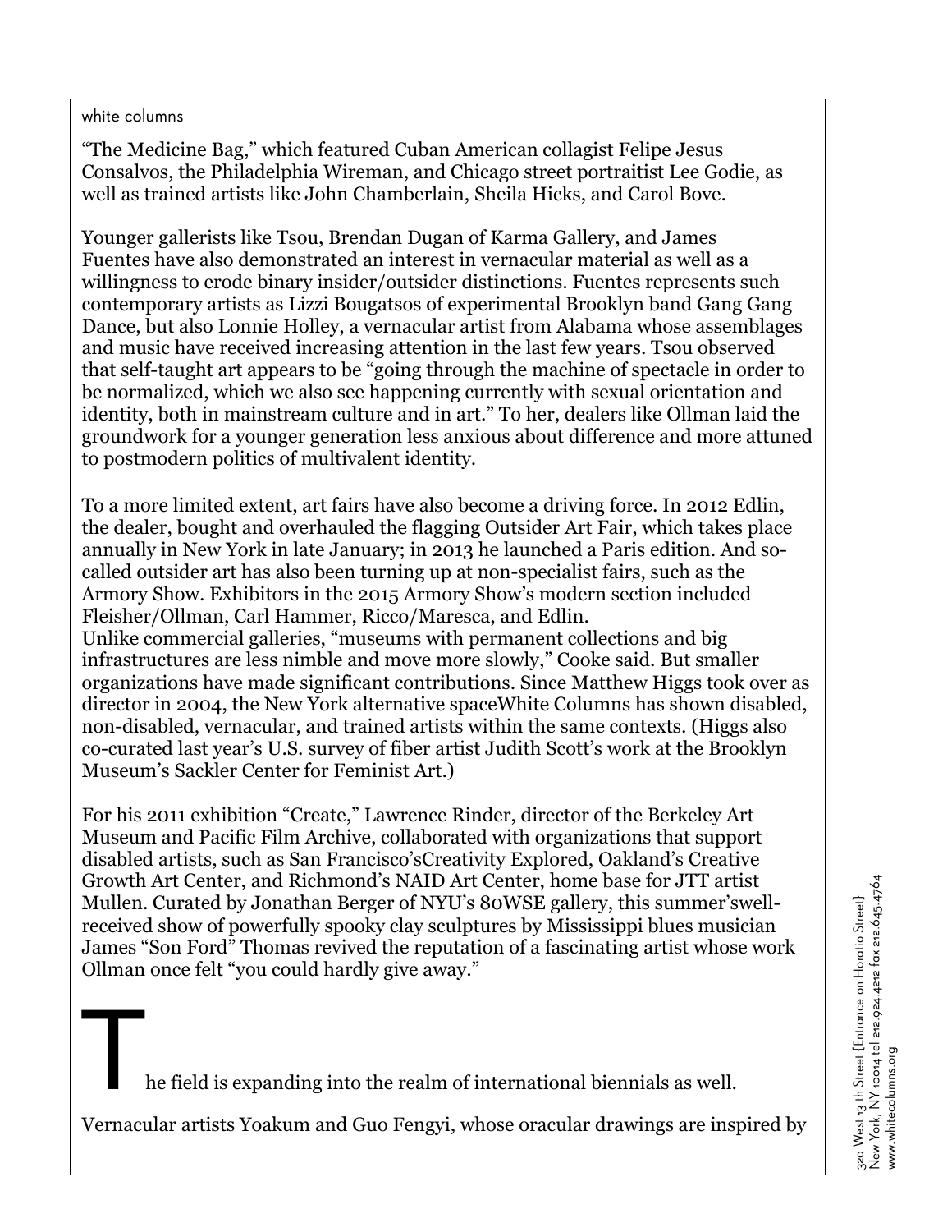"The Medicine Bag," which featured Cuban American collagist Felipe Jesus Consalvos, the Philadelphia Wireman, and Chicago street portraitist Lee Godie, as well as trained artists like John Chamberlain, Sheila Hicks, and Carol Bove.

Younger gallerists like Tsou, Brendan Dugan of Karma Gallery, and James Fuentes have also demonstrated an interest in vernacular material as well as a willingness to erode binary insider/outsider distinctions. Fuentes represents such contemporary artists as Lizzi Bougatsos of experimental Brooklyn band Gang Gang Dance, but also Lonnie Holley, a vernacular artist from Alabama whose assemblages and music have received increasing attention in the last few years. Tsou observed that self-taught art appears to be "going through the machine of spectacle in order to be normalized, which we also see happening currently with sexual orientation and identity, both in mainstream culture and in art." To her, dealers like Ollman laid the groundwork for a younger generation less anxious about difference and more attuned to postmodern politics of multivalent identity.

To a more limited extent, art fairs have also become a driving force. In 2012 Edlin, the dealer, bought and overhauled the flagging Outsider Art Fair, which takes place annually in New York in late January; in 2013 he launched a Paris edition. And so-called outsider art has also been turning up at non-specialist fairs, such as the Armory Show. Exhibitors in the 2015 Armory Show's modern section included Fleisher/Ollman, Carl Hammer, Ricco/Maresca, and Edlin.
Unlike commercial galleries, "museums with permanent collections and big infrastructures are less nimble and move more slowly," Cooke said. But smaller organizations have made significant contributions. Since Matthew Higgs took over as director in 2004, the New York alternative spaceWhite Columns has shown disabled, non-disabled, vernacular, and trained artists within the same contexts. (Higgs also co-curated last year's U.S. survey of fiber artist Judith Scott's work at the Brooklyn Museum's Sackler Center for Feminist Art.)

For his 2011 exhibition "Create," Lawrence Rinder, director of the Berkeley Art Museum and Pacific Film Archive, collaborated with organizations that support disabled artists, such as San Francisco'sCreativity Explored, Oakland's Creative Growth Art Center, and Richmond's NAID Art Center, home base for JTT artist Mullen. Curated by Jonathan Berger of NYU's 80WSE gallery, this summer'swell-received show of powerfully spooky clay sculptures by Mississippi blues musician James "Son Ford" Thomas revived the reputation of a fascinating artist whose work Ollman once felt "you could hardly give away."

The field is expanding into the realm of international biennials as well.

Vernacular artists Yoakum and Guo Fengyi, whose oracular drawings are inspired by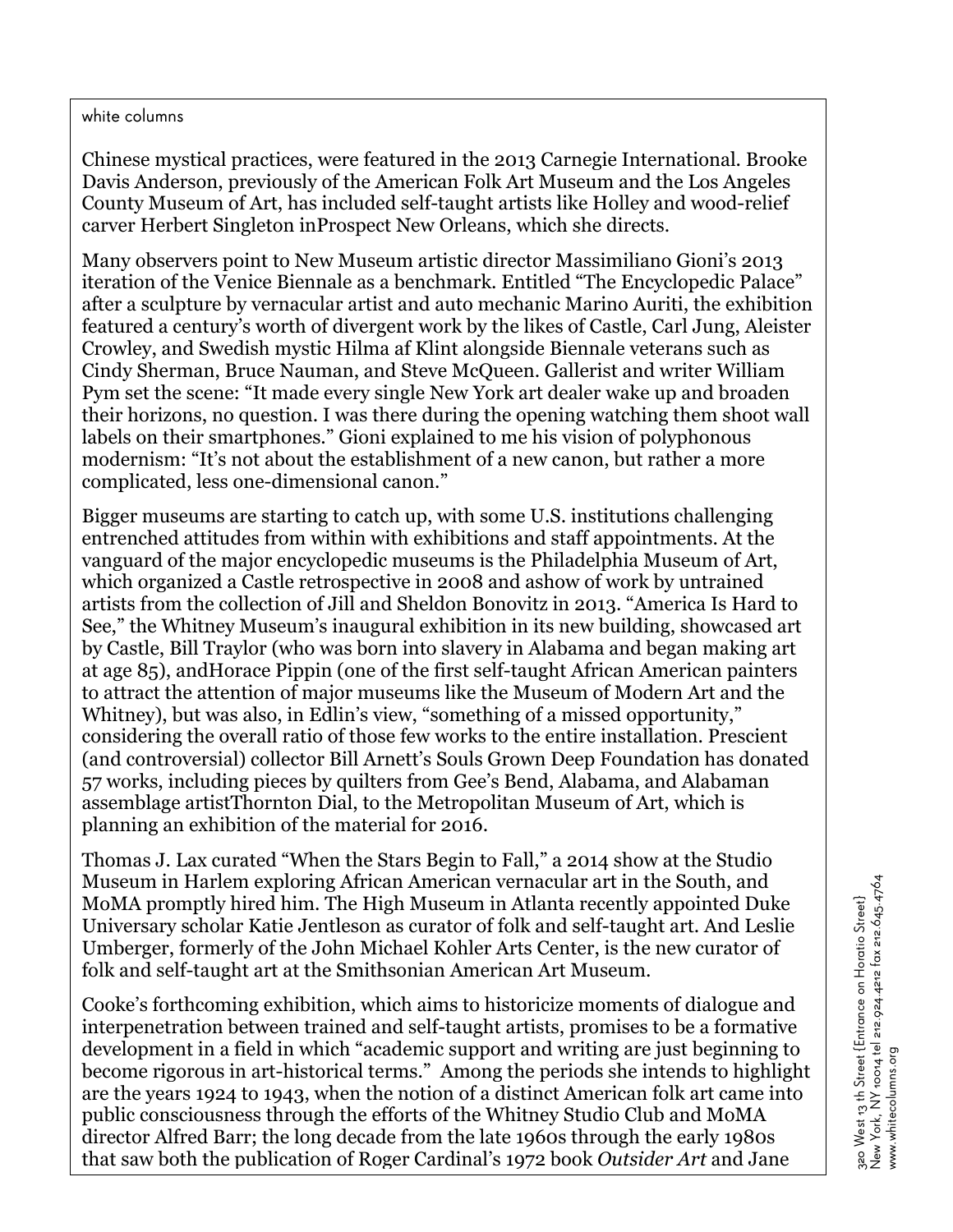Chinese mystical practices, were featured in the 2013 Carnegie International. Brooke Davis Anderson, previously of the American Folk Art Museum and the Los Angeles County Museum of Art, has included self-taught artists like Holley and wood-relief carver Herbert Singleton inProspect New Orleans, which she directs.

Many observers point to New Museum artistic director Massimiliano Gioni's 2013 iteration of the Venice Biennale as a benchmark. Entitled "The Encyclopedic Palace" after a sculpture by vernacular artist and auto mechanic Marino Auriti, the exhibition featured a century's worth of divergent work by the likes of Castle, Carl Jung, Aleister Crowley, and Swedish mystic Hilma af Klint alongside Biennale veterans such as Cindy Sherman, Bruce Nauman, and Steve McQueen. Gallerist and writer William Pym set the scene: "It made every single New York art dealer wake up and broaden their horizons, no question. I was there during the opening watching them shoot wall labels on their smartphones." Gioni explained to me his vision of polyphonous modernism: "It's not about the establishment of a new canon, but rather a more complicated, less one-dimensional canon."

Bigger museums are starting to catch up, with some U.S. institutions challenging entrenched attitudes from within with exhibitions and staff appointments. At the vanguard of the major encyclopedic museums is the Philadelphia Museum of Art, which organized a Castle retrospective in 2008 and ashow of work by untrained artists from the collection of Jill and Sheldon Bonovitz in 2013. "America Is Hard to See," the Whitney Museum's inaugural exhibition in its new building, showcased art by Castle, Bill Traylor (who was born into slavery in Alabama and began making art at age 85), andHorace Pippin (one of the first self-taught African American painters to attract the attention of major museums like the Museum of Modern Art and the Whitney), but was also, in Edlin's view, "something of a missed opportunity," considering the overall ratio of those few works to the entire installation. Prescient (and controversial) collector Bill Arnett's Souls Grown Deep Foundation has donated 57 works, including pieces by quilters from Gee's Bend, Alabama, and Alabaman assemblage artistThornton Dial, to the Metropolitan Museum of Art, which is planning an exhibition of the material for 2016.

Thomas J. Lax curated "When the Stars Begin to Fall," a 2014 show at the Studio Museum in Harlem exploring African American vernacular art in the South, and MoMA promptly hired him. The High Museum in Atlanta recently appointed Duke Universary scholar Katie Jentleson as curator of folk and self-taught art. And Leslie Umberger, formerly of the John Michael Kohler Arts Center, is the new curator of folk and self-taught art at the Smithsonian American Art Museum.

Cooke's forthcoming exhibition, which aims to historicize moments of dialogue and interpenetration between trained and self-taught artists, promises to be a formative development in a field in which "academic support and writing are just beginning to become rigorous in art-historical terms." Among the periods she intends to highlight are the years 1924 to 1943, when the notion of a distinct American folk art came into public consciousness through the efforts of the Whitney Studio Club and MoMA director Alfred Barr; the long decade from the late 1960s through the early 1980s that saw both the publication of Roger Cardinal's 1972 book *Outsider Art* and Jane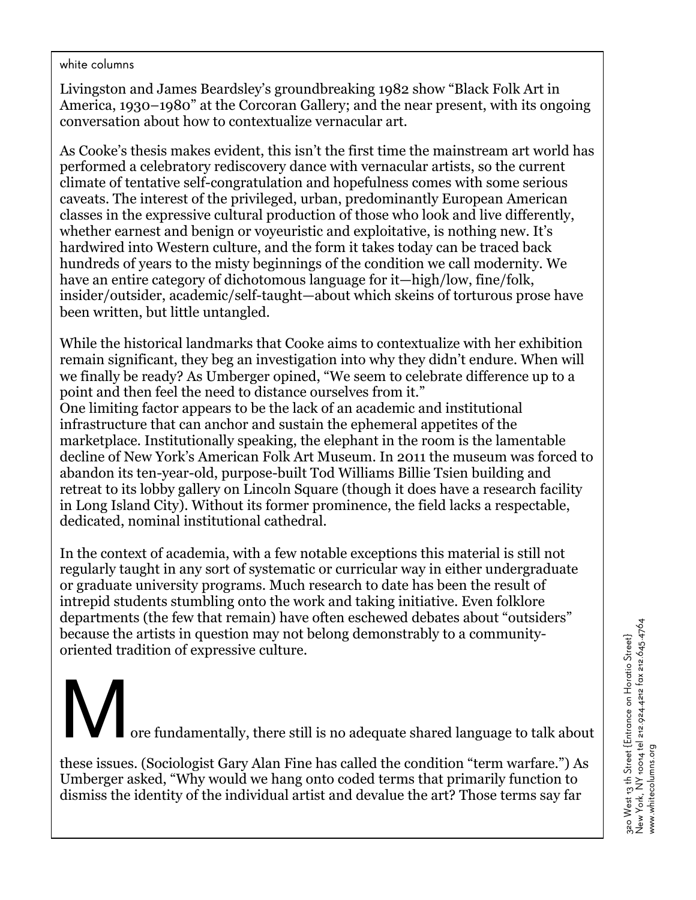Livingston and James Beardsley's groundbreaking 1982 show "Black Folk Art in America, 1930–1980" at the Corcoran Gallery; and the near present, with its ongoing conversation about how to contextualize vernacular art.

As Cooke's thesis makes evident, this isn't the first time the mainstream art world has performed a celebratory rediscovery dance with vernacular artists, so the current climate of tentative self-congratulation and hopefulness comes with some serious caveats. The interest of the privileged, urban, predominantly European American classes in the expressive cultural production of those who look and live differently, whether earnest and benign or voyeuristic and exploitative, is nothing new. It's hardwired into Western culture, and the form it takes today can be traced back hundreds of years to the misty beginnings of the condition we call modernity. We have an entire category of dichotomous language for it—high/low, fine/folk, insider/outsider, academic/self-taught—about which skeins of torturous prose have been written, but little untangled.

While the historical landmarks that Cooke aims to contextualize with her exhibition remain significant, they beg an investigation into why they didn't endure. When will we finally be ready? As Umberger opined, "We seem to celebrate difference up to a point and then feel the need to distance ourselves from it."

One limiting factor appears to be the lack of an academic and institutional infrastructure that can anchor and sustain the ephemeral appetites of the marketplace. Institutionally speaking, the elephant in the room is the lamentable decline of New York's American Folk Art Museum. In 2011 the museum was forced to abandon its ten-year-old, purpose-built Tod Williams Billie Tsien building and retreat to its lobby gallery on Lincoln Square (though it does have a research facility in Long Island City). Without its former prominence, the field lacks a respectable, dedicated, nominal institutional cathedral.

In the context of academia, with a few notable exceptions this material is still not regularly taught in any sort of systematic or curricular way in either undergraduate or graduate university programs. Much research to date has been the result of intrepid students stumbling onto the work and taking initiative. Even folklore departments (the few that remain) have often eschewed debates about "outsiders" because the artists in question may not belong demonstrably to a community-oriented tradition of expressive culture.

More fundamentally, there still is no adequate shared language to talk about these issues. (Sociologist Gary Alan Fine has called the condition "term warfare.") As Umberger asked, "Why would we hang onto coded terms that primarily function to dismiss the identity of the individual artist and devalue the art? Those terms say far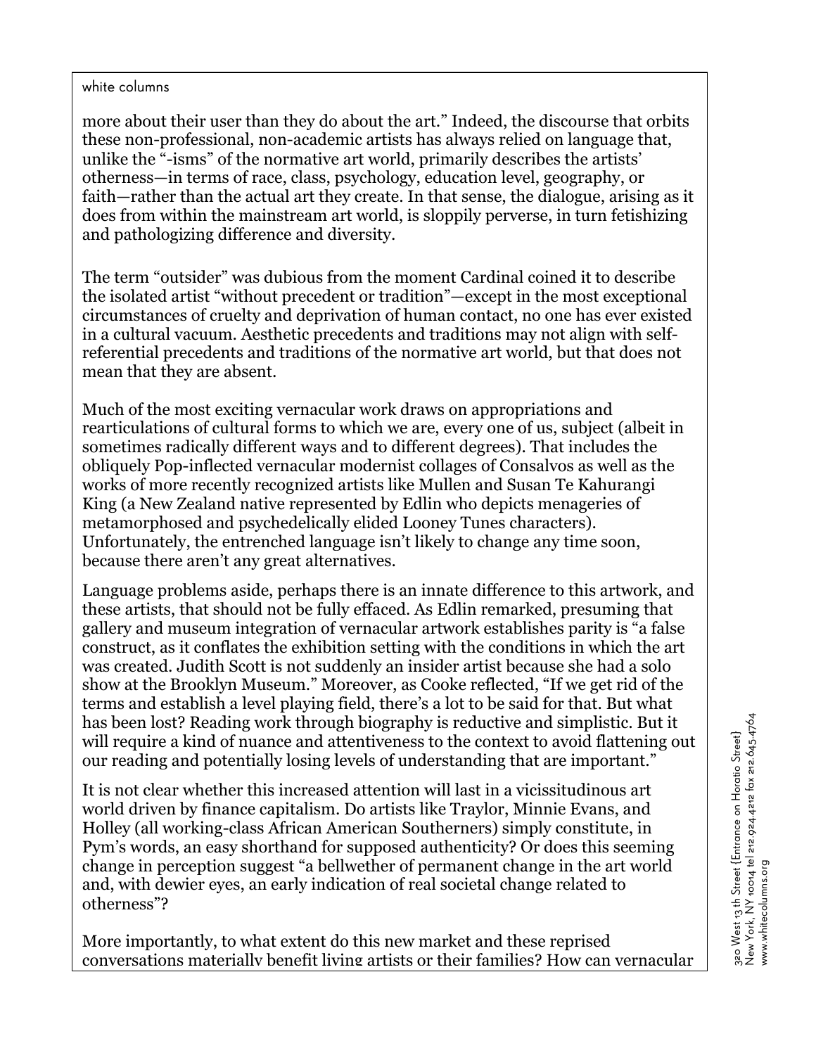more about their user than they do about the art." Indeed, the discourse that orbits these non-professional, non-academic artists has always relied on language that, unlike the "-isms" of the normative art world, primarily describes the artists' otherness—in terms of race, class, psychology, education level, geography, or faith—rather than the actual art they create. In that sense, the dialogue, arising as it does from within the mainstream art world, is sloppily perverse, in turn fetishizing and pathologizing difference and diversity.

The term "outsider" was dubious from the moment Cardinal coined it to describe the isolated artist "without precedent or tradition"—except in the most exceptional circumstances of cruelty and deprivation of human contact, no one has ever existed in a cultural vacuum. Aesthetic precedents and traditions may not align with self-referential precedents and traditions of the normative art world, but that does not mean that they are absent.

Much of the most exciting vernacular work draws on appropriations and rearticulations of cultural forms to which we are, every one of us, subject (albeit in sometimes radically different ways and to different degrees). That includes the obliquely Pop-inflected vernacular modernist collages of Consalvos as well as the works of more recently recognized artists like Mullen and Susan Te Kahurangi King (a New Zealand native represented by Edlin who depicts menageries of metamorphosed and psychedelically elided Looney Tunes characters). Unfortunately, the entrenched language isn't likely to change any time soon, because there aren't any great alternatives.

Language problems aside, perhaps there is an innate difference to this artwork, and these artists, that should not be fully effaced. As Edlin remarked, presuming that gallery and museum integration of vernacular artwork establishes parity is "a false construct, as it conflates the exhibition setting with the conditions in which the art was created. Judith Scott is not suddenly an insider artist because she had a solo show at the Brooklyn Museum." Moreover, as Cooke reflected, "If we get rid of the terms and establish a level playing field, there's a lot to be said for that. But what has been lost? Reading work through biography is reductive and simplistic. But it will require a kind of nuance and attentiveness to the context to avoid flattening out our reading and potentially losing levels of understanding that are important."

It is not clear whether this increased attention will last in a vicissitudinous art world driven by finance capitalism. Do artists like Traylor, Minnie Evans, and Holley (all working-class African American Southerners) simply constitute, in Pym's words, an easy shorthand for supposed authenticity? Or does this seeming change in perception suggest "a bellwether of permanent change in the art world and, with dewier eyes, an early indication of real societal change related to otherness"?

More importantly, to what extent do this new market and these reprised conversations materially benefit living artists or their families? How can vernacular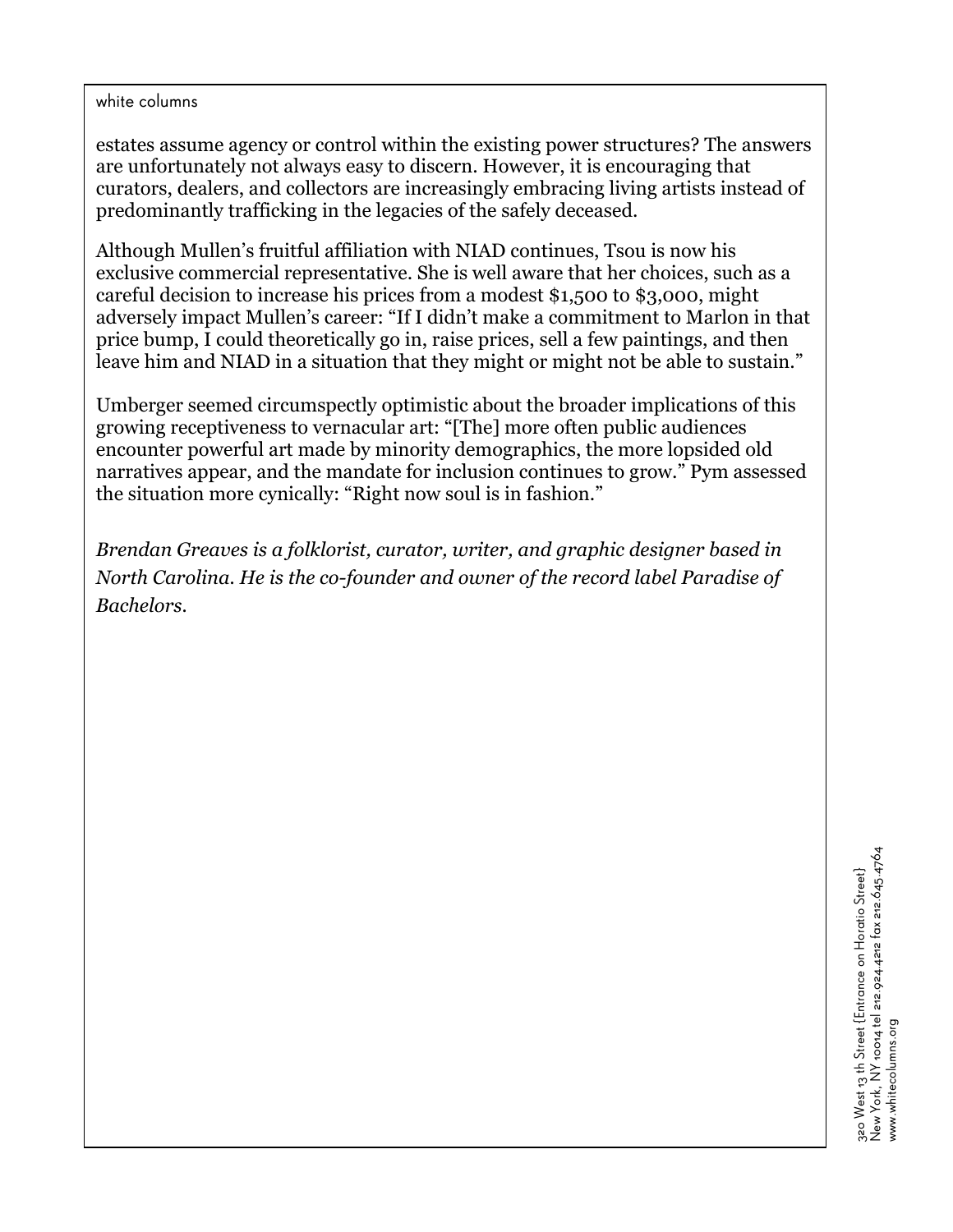estates assume agency or control within the existing power structures? The answers are unfortunately not always easy to discern. However, it is encouraging that curators, dealers, and collectors are increasingly embracing living artists instead of predominantly trafficking in the legacies of the safely deceased.

Although Mullen's fruitful affiliation with NIAD continues, Tsou is now his exclusive commercial representative. She is well aware that her choices, such as a careful decision to increase his prices from a modest $1,500 to $3,000, might adversely impact Mullen's career: "If I didn't make a commitment to Marlon in that price bump, I could theoretically go in, raise prices, sell a few paintings, and then leave him and NIAD in a situation that they might or might not be able to sustain."

Umberger seemed circumspectly optimistic about the broader implications of this growing receptiveness to vernacular art: "[The] more often public audiences encounter powerful art made by minority demographics, the more lopsided old narratives appear, and the mandate for inclusion continues to grow." Pym assessed the situation more cynically: "Right now soul is in fashion."

*Brendan Greaves is a folklorist, curator, writer, and graphic designer based in North Carolina. He is the co-founder and owner of the record label Paradise of Bachelors.*